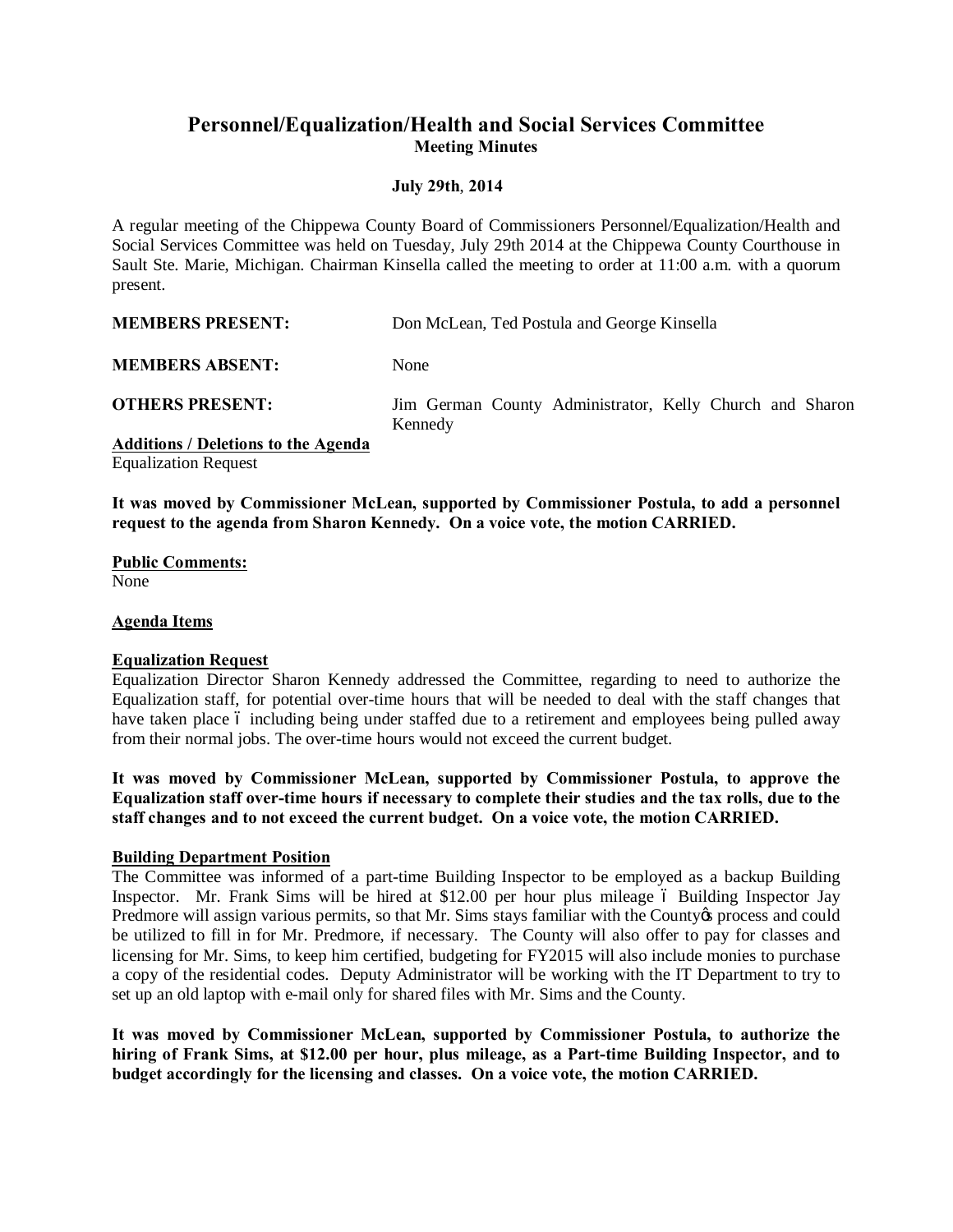# Personnel/Equalization/Health and Social Services Committee

## Meeting Minutes

**July 29th, 2014**

A regular meeting of the Chippewa County Board of Commissioners Personnel/Equalization/Health and Social Services Committee was held on Tuesday, July 29th 2014 at the Chippewa County Courthouse in Sault Ste. Marie, Michigan. Chairman Kinsella called the meeting to order at 11:00 a.m. with a quorum present.

**MEMBERS PRESENT:** Don McLean, Ted Postula and George Kinsella

**MEMBERS ABSENT:** None

**OTHERS PRESENT:** Jim German County Administrator, Kelly Church and Sharon Kennedy

**Additions / Deletions to the Agenda**

Equalization Request

**It was moved by Commissioner McLean, supported by Commissioner Postula, to add a personnel request to the agenda from Sharon Kennedy. On a voice vote, the motion CARRIED.**

**Public Comments:**

None

**Agenda Items**

**Equalization Request**

Equalization Director Sharon Kennedy addressed the Committee, regarding to need to authorize the Equalization staff, for potential over-time hours that will be needed to deal with the staff changes that have taken place – including being under staffed due to a retirement and employees being pulled away from their normal jobs. The over-time hours would not exceed the current budget.

**It was moved by Commissioner McLean, supported by Commissioner Postula, to approve the Equalization staff over-time hours if necessary to complete their studies and the tax rolls, due to the staff changes and to not exceed the current budget. On a voice vote, the motion CARRIED.**

**Building Department Position**

The Committee was informed of a part-time Building Inspector to be employed as a backup Building Inspector. Mr. Frank Sims will be hired at $12.00 per hour plus mileage – Building Inspector Jay Predmore will assign various permits, so that Mr. Sims stays familiar with the County's process and could be utilized to fill in for Mr. Predmore, if necessary. The County will also offer to pay for classes and licensing for Mr. Sims, to keep him certified, budgeting for FY2015 will also include monies to purchase a copy of the residential codes. Deputy Administrator will be working with the IT Department to try to set up an old laptop with e-mail only for shared files with Mr. Sims and the County.

**It was moved by Commissioner McLean, supported by Commissioner Postula, to authorize the hiring of Frank Sims, at $12.00 per hour, plus mileage, as a Part-time Building Inspector, and to budget accordingly for the licensing and classes. On a voice vote, the motion CARRIED.**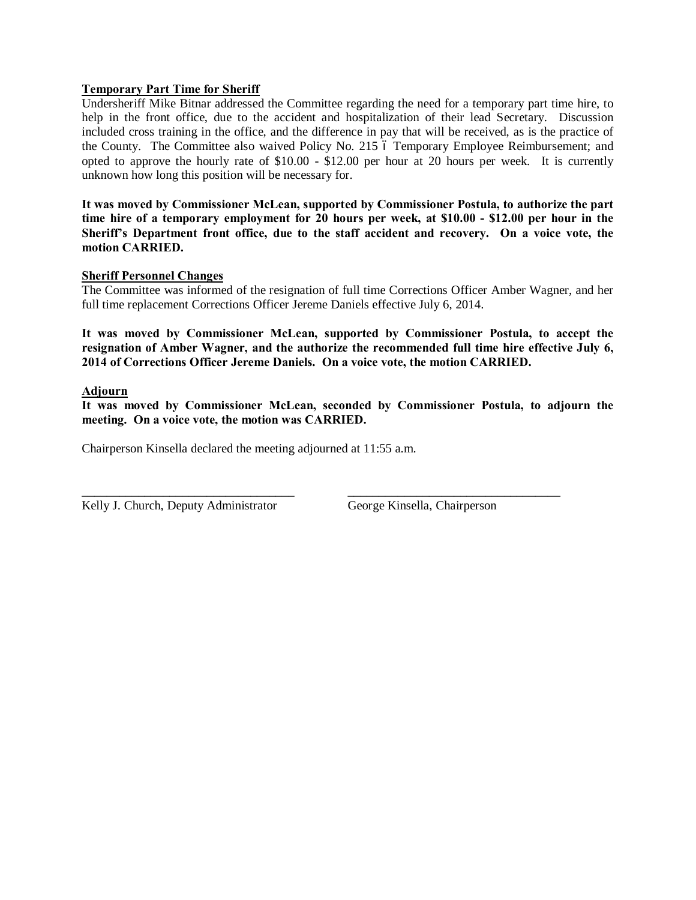**Temporary Part Time for Sheriff**

Undersheriff Mike Bitnar addressed the Committee regarding the need for a temporary part time hire, to help in the front office, due to the accident and hospitalization of their lead Secretary. Discussion included cross training in the office, and the difference in pay that will be received, as is the practice of the County. The Committee also waived Policy No. 215 ó Temporary Employee Reimbursement; and opted to approve the hourly rate of $10.00 - $12.00 per hour at 20 hours per week. It is currently unknown how long this position will be necessary for.

**It was moved by Commissioner McLean, supported by Commissioner Postula, to authorize the part time hire of a temporary employment for 20 hours per week, at $10.00 - $12.00 per hour in the Sheriff's Department front office, due to the staff accident and recovery. On a voice vote, the motion CARRIED.**

**Sheriff Personnel Changes**

The Committee was informed of the resignation of full time Corrections Officer Amber Wagner, and her full time replacement Corrections Officer Jereme Daniels effective July 6, 2014.

**It was moved by Commissioner McLean, supported by Commissioner Postula, to accept the resignation of Amber Wagner, and the authorize the recommended full time hire effective July 6, 2014 of Corrections Officer Jereme Daniels. On a voice vote, the motion CARRIED.**

**Adjourn**

**It was moved by Commissioner McLean, seconded by Commissioner Postula, to adjourn the meeting. On a voice vote, the motion was CARRIED.**

Chairperson Kinsella declared the meeting adjourned at 11:55 a.m.

\_\_\_\_\_\_\_\_\_\_\_\_\_\_\_\_\_\_\_\_\_\_\_\_\_\_\_\_\_\_\_\_\_\_\_ \_\_\_\_\_\_\_\_\_\_\_\_\_\_\_\_\_\_\_\_\_\_\_\_\_\_\_\_\_\_\_\_\_\_\_

Kelly J. Church, Deputy Administrator George Kinsella, Chairperson